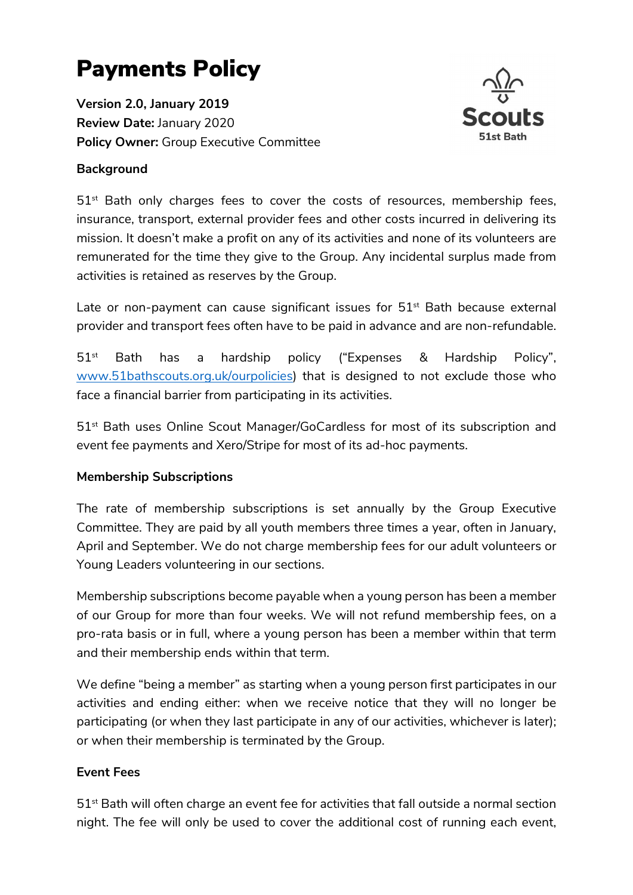# Payments Policy

**Version 2.0, January 2019**
**Review Date:** January 2020
**Policy Owner:** Group Executive Committee

**Background**

51st Bath only charges fees to cover the costs of resources, membership fees, insurance, transport, external provider fees and other costs incurred in delivering its mission. It doesn't make a profit on any of its activities and none of its volunteers are remunerated for the time they give to the Group. Any incidental surplus made from activities is retained as reserves by the Group.

Late or non-payment can cause significant issues for 51st Bath because external provider and transport fees often have to be paid in advance and are non-refundable.

51st Bath has a hardship policy ("Expenses & Hardship Policy", www.51bathscouts.org.uk/ourpolicies) that is designed to not exclude those who face a financial barrier from participating in its activities.

51st Bath uses Online Scout Manager/GoCardless for most of its subscription and event fee payments and Xero/Stripe for most of its ad-hoc payments.

**Membership Subscriptions**

The rate of membership subscriptions is set annually by the Group Executive Committee. They are paid by all youth members three times a year, often in January, April and September. We do not charge membership fees for our adult volunteers or Young Leaders volunteering in our sections.

Membership subscriptions become payable when a young person has been a member of our Group for more than four weeks. We will not refund membership fees, on a pro-rata basis or in full, where a young person has been a member within that term and their membership ends within that term.

We define "being a member" as starting when a young person first participates in our activities and ending either: when we receive notice that they will no longer be participating (or when they last participate in any of our activities, whichever is later); or when their membership is terminated by the Group.

**Event Fees**

51st Bath will often charge an event fee for activities that fall outside a normal section night. The fee will only be used to cover the additional cost of running each event,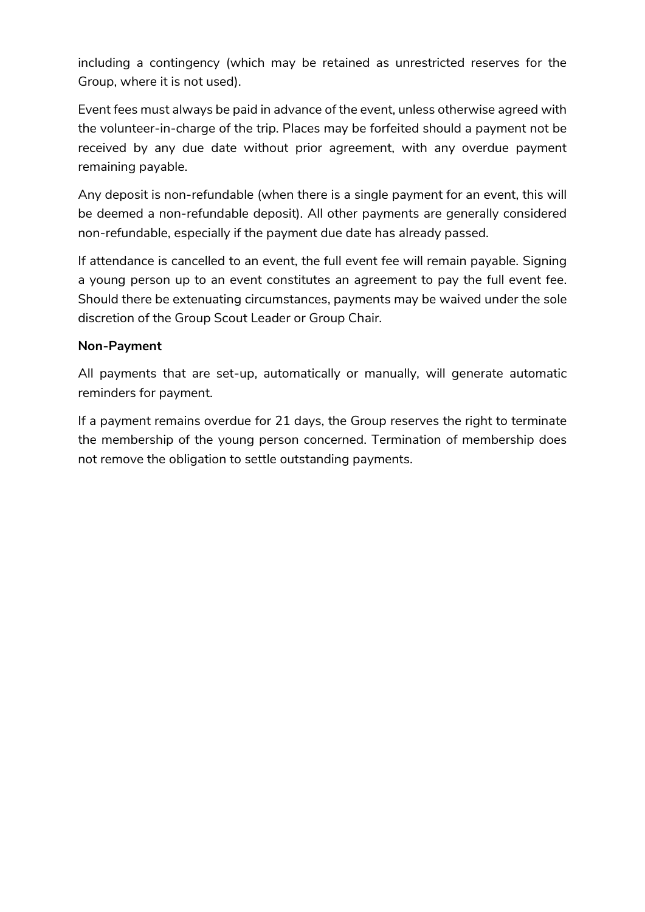including a contingency (which may be retained as unrestricted reserves for the Group, where it is not used).

Event fees must always be paid in advance of the event, unless otherwise agreed with the volunteer-in-charge of the trip. Places may be forfeited should a payment not be received by any due date without prior agreement, with any overdue payment remaining payable.

Any deposit is non-refundable (when there is a single payment for an event, this will be deemed a non-refundable deposit). All other payments are generally considered non-refundable, especially if the payment due date has already passed.

If attendance is cancelled to an event, the full event fee will remain payable. Signing a young person up to an event constitutes an agreement to pay the full event fee. Should there be extenuating circumstances, payments may be waived under the sole discretion of the Group Scout Leader or Group Chair.

**Non-Payment**

All payments that are set-up, automatically or manually, will generate automatic reminders for payment.

If a payment remains overdue for 21 days, the Group reserves the right to terminate the membership of the young person concerned. Termination of membership does not remove the obligation to settle outstanding payments.